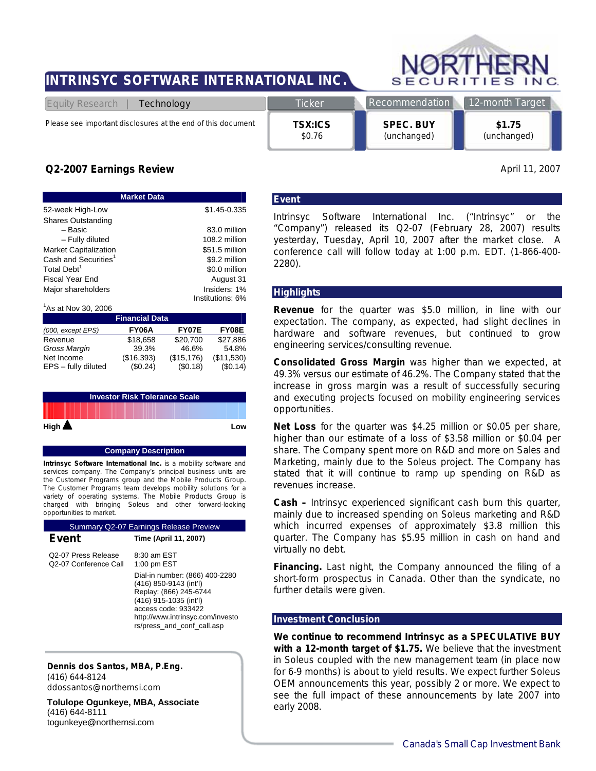# INTRINSYC SOFTWARE INTERNATIONAL INC.

NORTHERN SECURITIES INC.

Equity Research | Technology

Please see important disclosures at the end of this document

| Ticker | Recommendation | 12-month Target |
|---|---|---|
| **TSX:ICS** $0.76 | **SPEC. BUY** (unchanged) | **$1.75** (unchanged) |

## Q2-2007 Earnings Review

April 11, 2007

| Market Data | |
|---|---|
| 52-week High-Low | $1.45-0.335 |
| Shares Outstanding | |
| – Basic | 83.0 million |
| – Fully diluted | 108.2 million |
| Market Capitalization | $51.5 million |
| Cash and Securities[1] | $9.2 million |
| Total Debt[1] | $0.0 million |
| Fiscal Year End | August 31 |
| Major shareholders | Insiders: 1% Institutions: 6% |

[1]As at Nov 30, 2006

| *(000, except EPS)* | FY06A | FY07E | FY08E |
|---|---|---|---|
| Revenue | $18,658 | $20,700 | $27,886 |
| *Gross Margin* | 39.3% | 46.6% | 54.8% |
| Net Income | ($16,393) | ($15,176) | ($11,530) |
| EPS – fully diluted | ($0.24) | ($0.18) | ($0.14) |

**Investor Risk Tolerance Scale**

High ▲ Low

**Company Description**

**Intrinsyc Software International Inc.** is a mobility software and services company. The Company's principal business units are the Customer Programs group and the Mobile Products Group. The Customer Programs team develops mobility solutions for a variety of operating systems. The Mobile Products Group is charged with bringing Soleus and other forward-looking opportunities to market.

**Summary Q2-07 Earnings Release Preview**

| **Event** | **Time (April 11, 2007)** |
|---|---|
| Q2-07 Press Release | 8:30 am EST |
| Q2-07 Conference Call | 1:00 pm EST |
| | Dial-in number: (866) 400-2280 (416) 850-9143 (int'l) Replay: (866) 245-6744 (416) 915-1035 (int'l) access code: 933422 http://www.intrinsyc.com/investors/press_and_conf_call.asp |

**Dennis dos Santos, MBA, P.Eng.**
(416) 644-8124
ddossantos@northernsi.com

**Tolulope Ogunkeye, MBA, Associate**
(416) 644-8111
togunkeye@northernsi.com

### Event

Intrinsyc Software International Inc. ("Intrinsyc" or the "Company") released its Q2-07 (February 28, 2007) results yesterday, Tuesday, April 10, 2007 after the market close. A conference call will follow today at 1:00 p.m. EDT. (1-866-400-2280).

### Highlights

**Revenue** for the quarter was $5.0 million, in line with our expectation. The company, as expected, had slight declines in hardware and software revenues, but continued to grow engineering services/consulting revenue.

**Consolidated Gross Margin** was higher than we expected, at 49.3% versus our estimate of 46.2%. The Company stated that the increase in gross margin was a result of successfully securing and executing projects focused on mobility engineering services opportunities.

**Net Loss** for the quarter was $4.25 million or $0.05 per share, higher than our estimate of a loss of $3.58 million or $0.04 per share. The Company spent more on R&D and more on Sales and Marketing, mainly due to the Soleus project. The Company has stated that it will continue to ramp up spending on R&D as revenues increase.

**Cash –** Intrinsyc experienced significant cash burn this quarter, mainly due to increased spending on Soleus marketing and R&D which incurred expenses of approximately $3.8 million this quarter. The Company has $5.95 million in cash on hand and virtually no debt.

**Financing.** Last night, the Company announced the filing of a short-form prospectus in Canada. Other than the syndicate, no further details were given.

### Investment Conclusion

**We continue to recommend Intrinsyc as a SPECULATIVE BUY with a 12-month target of $1.75.** We believe that the investment in Soleus coupled with the new management team (in place now for 6-9 months) is about to yield results. We expect further Soleus OEM announcements this year, possibly 2 or more. We expect to see the full impact of these announcements by late 2007 into early 2008.

Canada's Small Cap Investment Bank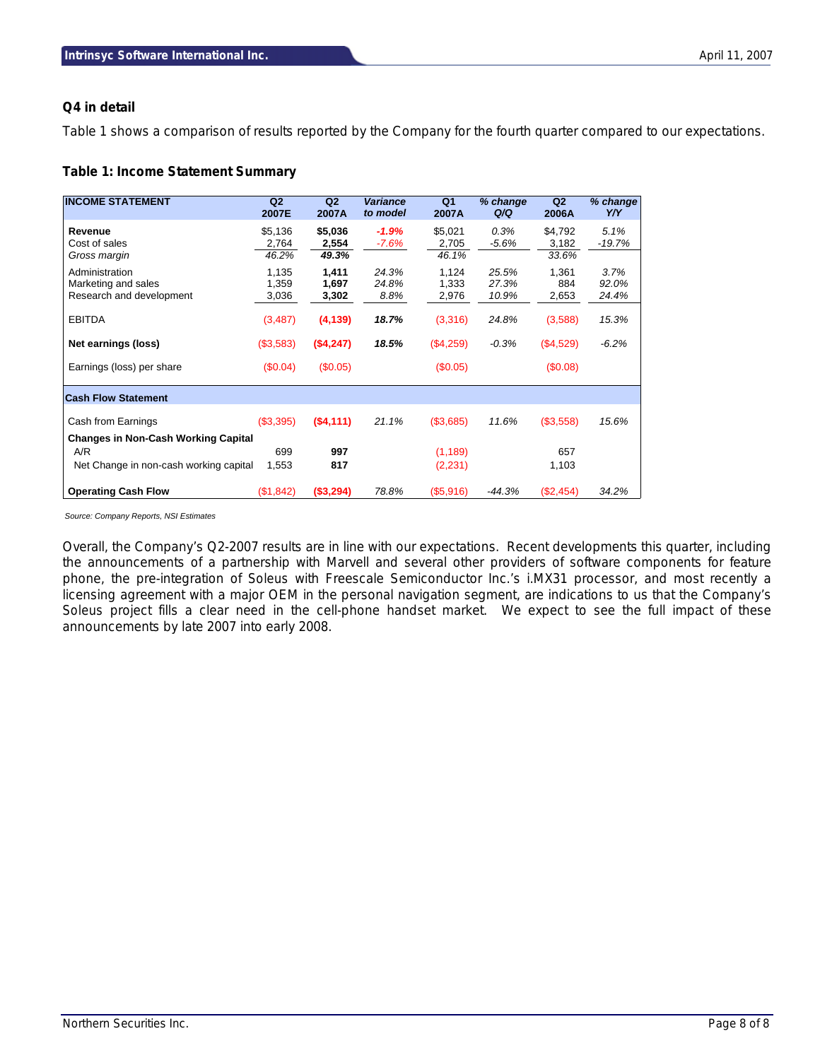### Q4 in detail

Table 1 shows a comparison of results reported by the Company for the fourth quarter compared to our expectations.

**Table 1: Income Statement Summary**

| INCOME STATEMENT | Q2 2007E | Q2 2007A | *Variance to model* | Q1 2007A | *% change Q/Q* | Q2 2006A | *% change Y/Y* |
|---|---|---|---|---|---|---|---|
| **Revenue** | $5,136 | **$5,036** | ***-1.9%*** | $5,021 | *0.3%* | $4,792 | *5.1%* |
| Cost of sales | 2,764 | **2,554** | *-7.6%* | 2,705 | *-5.6%* | 3,182 | *-19.7%* |
| *Gross margin* | *46.2%* | ***49.3%*** | | *46.1%* | | *33.6%* | |
| Administration | 1,135 | **1,411** | *24.3%* | 1,124 | *25.5%* | 1,361 | *3.7%* |
| Marketing and sales | 1,359 | **1,697** | *24.8%* | 1,333 | *27.3%* | 884 | *92.0%* |
| Research and development | 3,036 | **3,302** | *8.8%* | 2,976 | *10.9%* | 2,653 | *24.4%* |
| EBITDA | (3,487) | **(4,139)** | ***18.7%*** | (3,316) | *24.8%* | (3,588) | *15.3%* |
| **Net earnings (loss)** | ($3,583) | **($4,247)** | ***18.5%*** | ($4,259) | *-0.3%* | ($4,529) | *-6.2%* |
| Earnings (loss) per share | ($0.04) | ($0.05) | | ($0.05) | | ($0.08) | |
| **Cash Flow Statement** | | | | | | | |
| Cash from Earnings | ($3,395) | **($4,111)** | *21.1%* | ($3,685) | *11.6%* | ($3,558) | *15.6%* |
| **Changes in Non-Cash Working Capital** | | | | | | | |
| A/R | 699 | **997** | | (1,189) | | 657 | |
| Net Change in non-cash working capital | 1,553 | **817** | | (2,231) | | 1,103 | |
| **Operating Cash Flow** | ($1,842) | **($3,294)** | *78.8%* | ($5,916) | *-44.3%* | ($2,454) | *34.2%* |

*Source: Company Reports, NSI Estimates*

Overall, the Company's Q2-2007 results are in line with our expectations. Recent developments this quarter, including the announcements of a partnership with Marvell and several other providers of software components for feature phone, the pre-integration of Soleus with Freescale Semiconductor Inc.'s i.MX31 processor, and most recently a licensing agreement with a major OEM in the personal navigation segment, are indications to us that the Company's Soleus project fills a clear need in the cell-phone handset market. We expect to see the full impact of these announcements by late 2007 into early 2008.